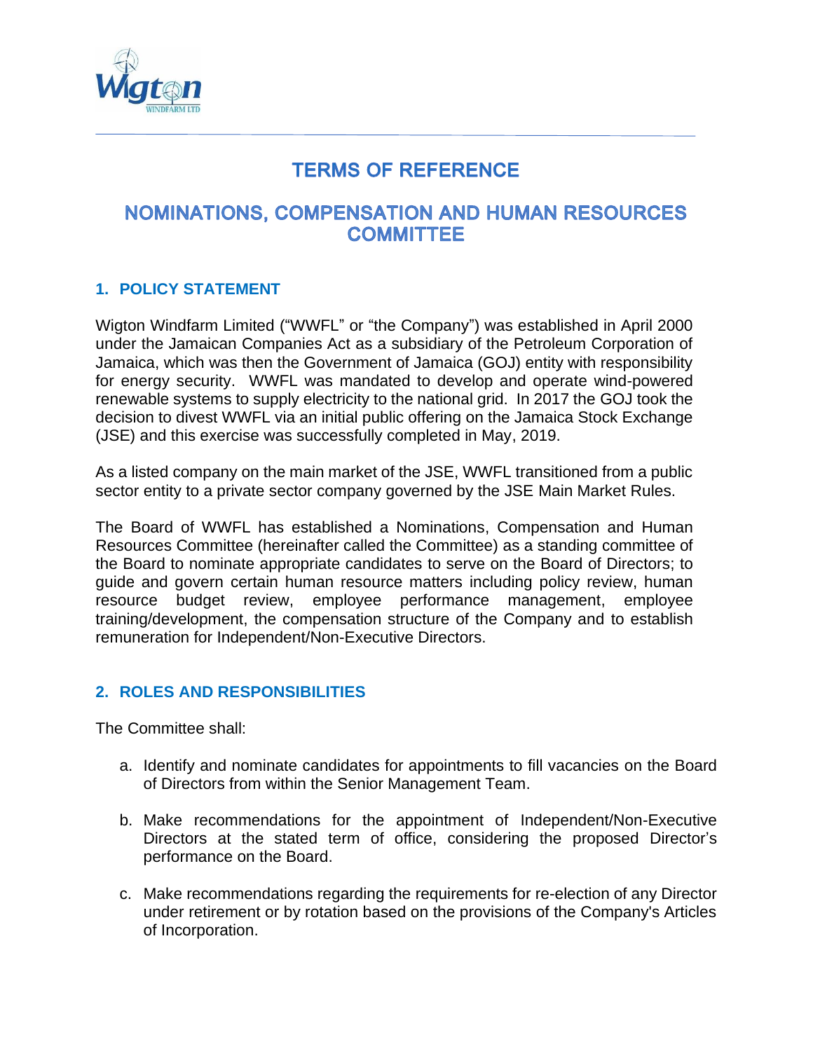# TERMS OF REFERENCE

## NOMINATIONS, COMPENSATION AND HUMAN RESOURCES COMMITTEE

### 1. POLICY STATEMENT

Wigton Windfarm Limited ("WWFL" or "the Company") was established in April 2000 under the Jamaican Companies Act as a subsidiary of the Petroleum Corporation of Jamaica, which was then the Government of Jamaica (GOJ) entity with responsibility for energy security. WWFL was mandated to develop and operate wind-powered renewable systems to supply electricity to the national grid. In 2017 the GOJ took the decision to divest WWFL via an initial public offering on the Jamaica Stock Exchange (JSE) and this exercise was successfully completed in May, 2019.

As a listed company on the main market of the JSE, WWFL transitioned from a public sector entity to a private sector company governed by the JSE Main Market Rules.

The Board of WWFL has established a Nominations, Compensation and Human Resources Committee (hereinafter called the Committee) as a standing committee of the Board to nominate appropriate candidates to serve on the Board of Directors; to guide and govern certain human resource matters including policy review, human resource budget review, employee performance management, employee training/development, the compensation structure of the Company and to establish remuneration for Independent/Non-Executive Directors.

### 2. ROLES AND RESPONSIBILITIES

The Committee shall:

a. Identify and nominate candidates for appointments to fill vacancies on the Board of Directors from within the Senior Management Team.

b. Make recommendations for the appointment of Independent/Non-Executive Directors at the stated term of office, considering the proposed Director's performance on the Board.

c. Make recommendations regarding the requirements for re-election of any Director under retirement or by rotation based on the provisions of the Company's Articles of Incorporation.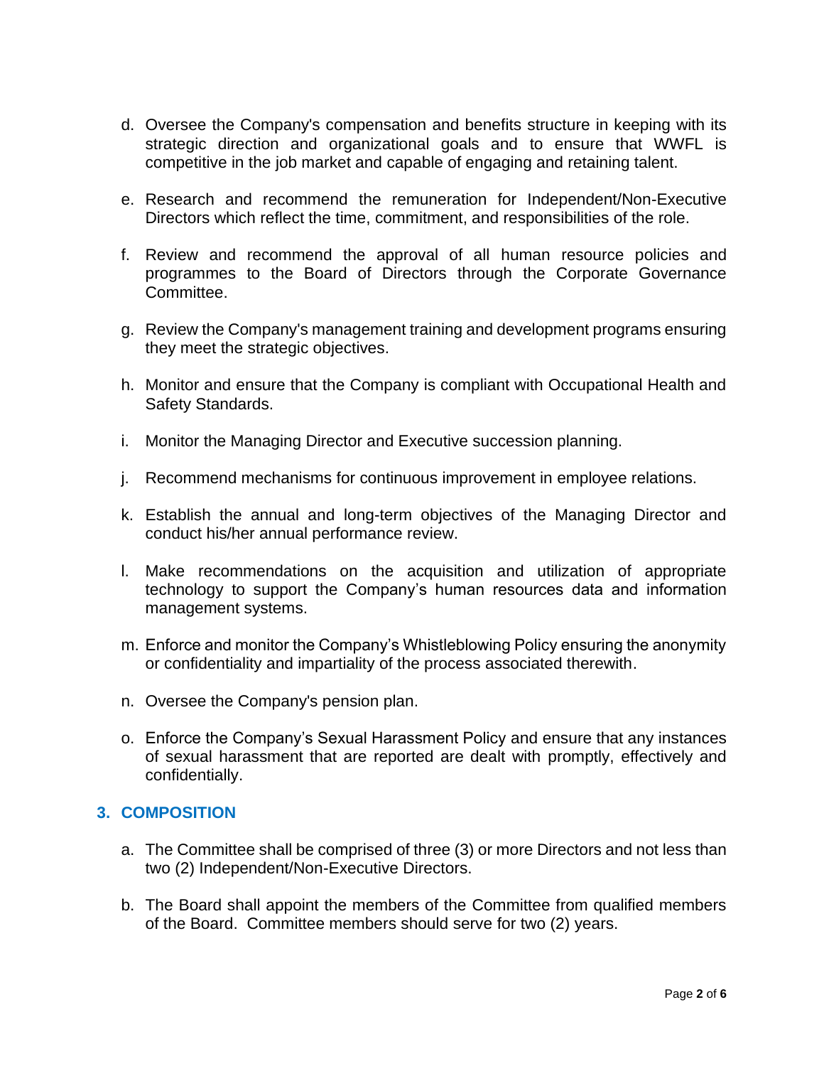d. Oversee the Company's compensation and benefits structure in keeping with its strategic direction and organizational goals and to ensure that WWFL is competitive in the job market and capable of engaging and retaining talent.

e. Research and recommend the remuneration for Independent/Non-Executive Directors which reflect the time, commitment, and responsibilities of the role.

f. Review and recommend the approval of all human resource policies and programmes to the Board of Directors through the Corporate Governance Committee.

g. Review the Company's management training and development programs ensuring they meet the strategic objectives.

h. Monitor and ensure that the Company is compliant with Occupational Health and Safety Standards.

i. Monitor the Managing Director and Executive succession planning.

j. Recommend mechanisms for continuous improvement in employee relations.

k. Establish the annual and long-term objectives of the Managing Director and conduct his/her annual performance review.

l. Make recommendations on the acquisition and utilization of appropriate technology to support the Company's human resources data and information management systems.

m. Enforce and monitor the Company's Whistleblowing Policy ensuring the anonymity or confidentiality and impartiality of the process associated therewith.

n. Oversee the Company's pension plan.

o. Enforce the Company's Sexual Harassment Policy and ensure that any instances of sexual harassment that are reported are dealt with promptly, effectively and confidentially.

## 3. COMPOSITION

a. The Committee shall be comprised of three (3) or more Directors and not less than two (2) Independent/Non-Executive Directors.

b. The Board shall appoint the members of the Committee from qualified members of the Board. Committee members should serve for two (2) years.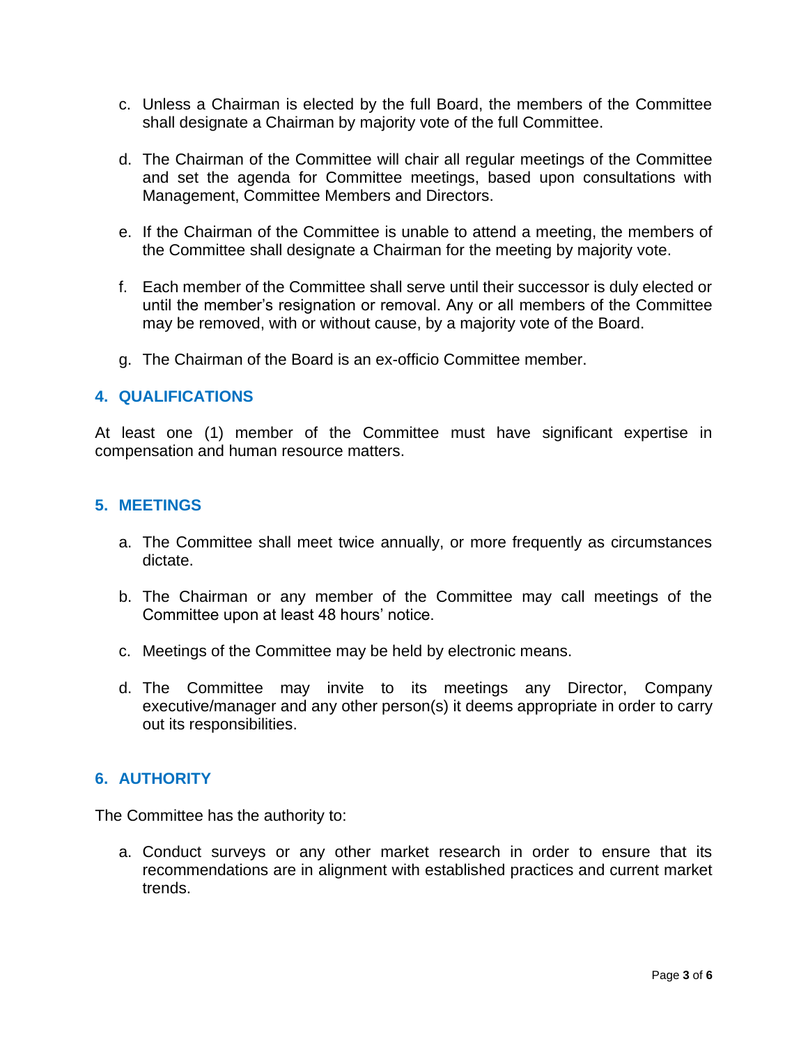c. Unless a Chairman is elected by the full Board, the members of the Committee shall designate a Chairman by majority vote of the full Committee.

d. The Chairman of the Committee will chair all regular meetings of the Committee and set the agenda for Committee meetings, based upon consultations with Management, Committee Members and Directors.

e. If the Chairman of the Committee is unable to attend a meeting, the members of the Committee shall designate a Chairman for the meeting by majority vote.

f. Each member of the Committee shall serve until their successor is duly elected or until the member's resignation or removal. Any or all members of the Committee may be removed, with or without cause, by a majority vote of the Board.

g. The Chairman of the Board is an ex-officio Committee member.

## 4. QUALIFICATIONS

At least one (1) member of the Committee must have significant expertise in compensation and human resource matters.

## 5. MEETINGS

a. The Committee shall meet twice annually, or more frequently as circumstances dictate.

b. The Chairman or any member of the Committee may call meetings of the Committee upon at least 48 hours' notice.

c. Meetings of the Committee may be held by electronic means.

d. The Committee may invite to its meetings any Director, Company executive/manager and any other person(s) it deems appropriate in order to carry out its responsibilities.

## 6. AUTHORITY

The Committee has the authority to:

a. Conduct surveys or any other market research in order to ensure that its recommendations are in alignment with established practices and current market trends.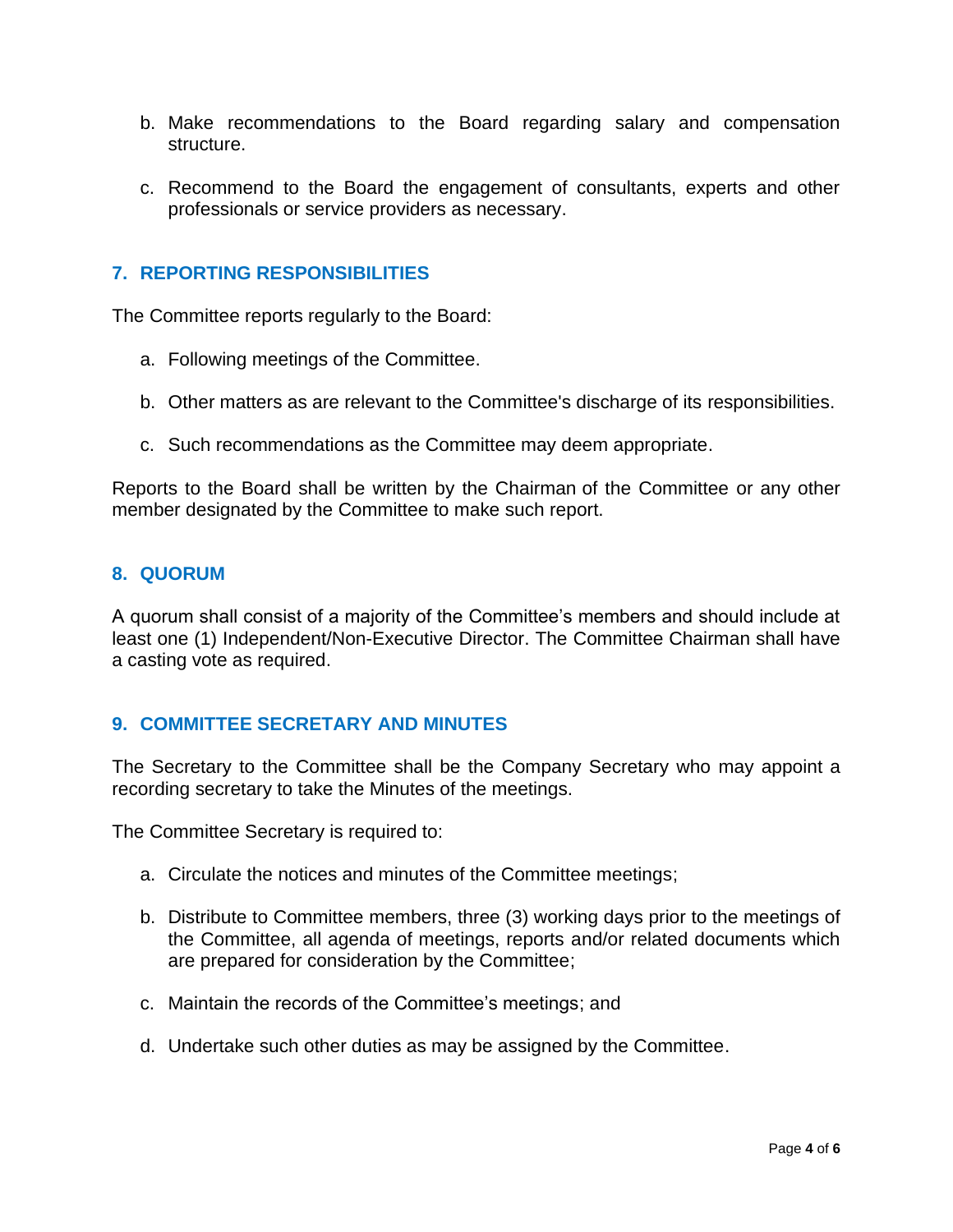b. Make recommendations to the Board regarding salary and compensation structure.

c. Recommend to the Board the engagement of consultants, experts and other professionals or service providers as necessary.

## 7. REPORTING RESPONSIBILITIES

The Committee reports regularly to the Board:

a. Following meetings of the Committee.

b. Other matters as are relevant to the Committee's discharge of its responsibilities.

c. Such recommendations as the Committee may deem appropriate.

Reports to the Board shall be written by the Chairman of the Committee or any other member designated by the Committee to make such report.

## 8. QUORUM

A quorum shall consist of a majority of the Committee's members and should include at least one (1) Independent/Non-Executive Director. The Committee Chairman shall have a casting vote as required.

## 9. COMMITTEE SECRETARY AND MINUTES

The Secretary to the Committee shall be the Company Secretary who may appoint a recording secretary to take the Minutes of the meetings.

The Committee Secretary is required to:

a. Circulate the notices and minutes of the Committee meetings;

b. Distribute to Committee members, three (3) working days prior to the meetings of the Committee, all agenda of meetings, reports and/or related documents which are prepared for consideration by the Committee;

c. Maintain the records of the Committee's meetings; and

d. Undertake such other duties as may be assigned by the Committee.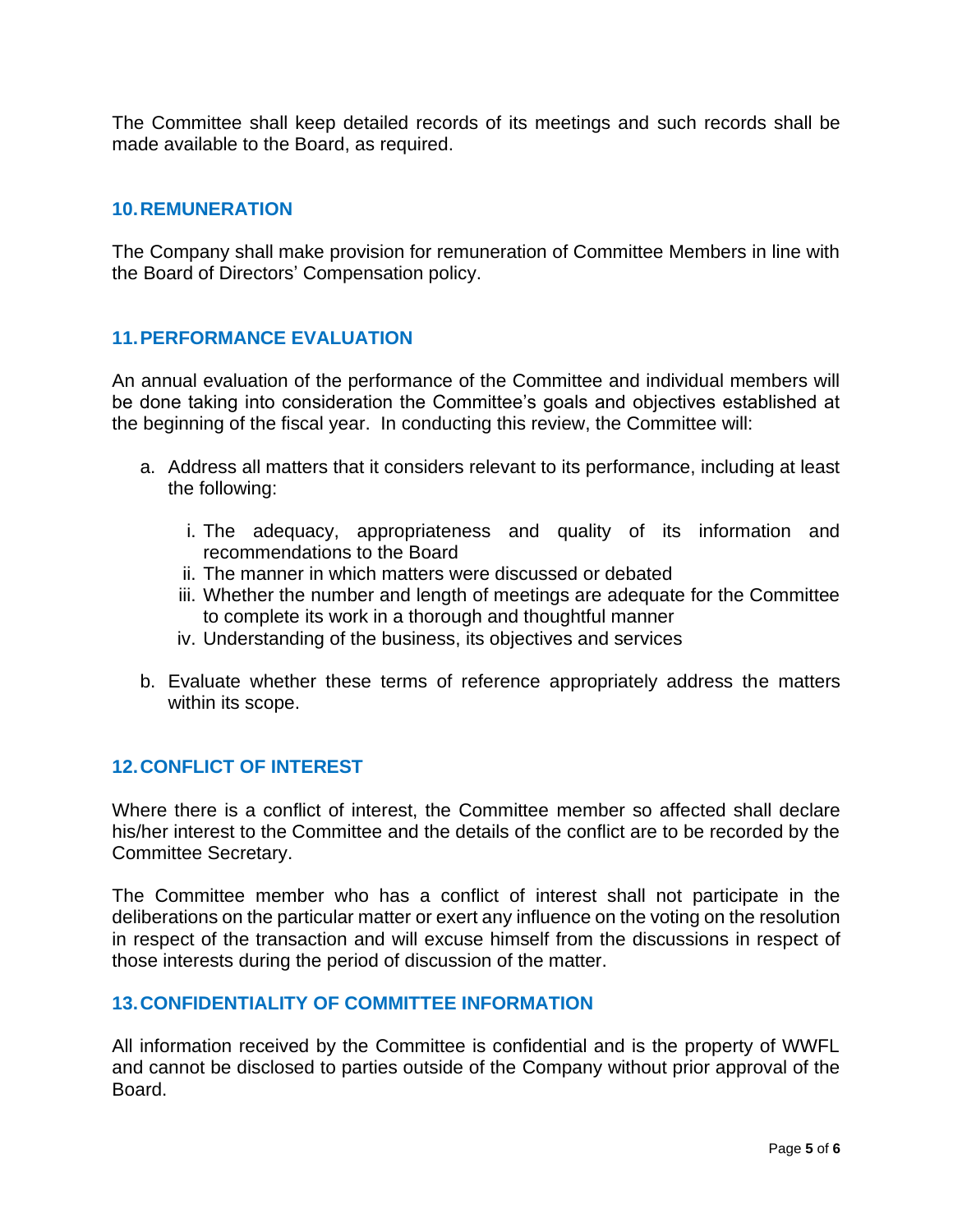The Committee shall keep detailed records of its meetings and such records shall be made available to the Board, as required.

## 10. REMUNERATION

The Company shall make provision for remuneration of Committee Members in line with the Board of Directors' Compensation policy.

## 11. PERFORMANCE EVALUATION

An annual evaluation of the performance of the Committee and individual members will be done taking into consideration the Committee's goals and objectives established at the beginning of the fiscal year. In conducting this review, the Committee will:

a. Address all matters that it considers relevant to its performance, including at least the following:

   i. The adequacy, appropriateness and quality of its information and recommendations to the Board
   ii. The manner in which matters were discussed or debated
   iii. Whether the number and length of meetings are adequate for the Committee to complete its work in a thorough and thoughtful manner
   iv. Understanding of the business, its objectives and services

b. Evaluate whether these terms of reference appropriately address the matters within its scope.

## 12. CONFLICT OF INTEREST

Where there is a conflict of interest, the Committee member so affected shall declare his/her interest to the Committee and the details of the conflict are to be recorded by the Committee Secretary.

The Committee member who has a conflict of interest shall not participate in the deliberations on the particular matter or exert any influence on the voting on the resolution in respect of the transaction and will excuse himself from the discussions in respect of those interests during the period of discussion of the matter.

## 13. CONFIDENTIALITY OF COMMITTEE INFORMATION

All information received by the Committee is confidential and is the property of WWFL and cannot be disclosed to parties outside of the Company without prior approval of the Board.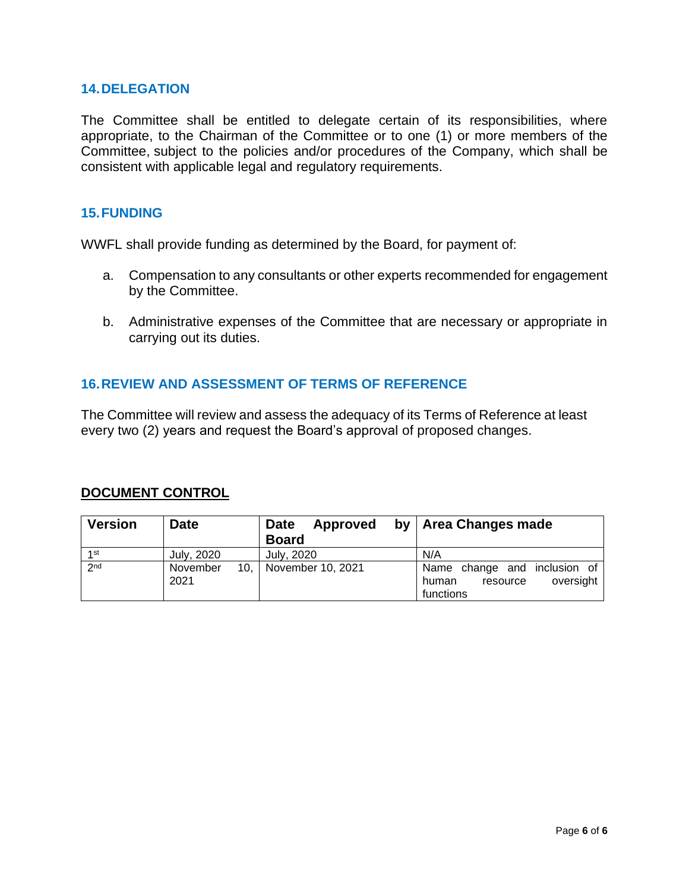## 14. DELEGATION

The Committee shall be entitled to delegate certain of its responsibilities, where appropriate, to the Chairman of the Committee or to one (1) or more members of the Committee, subject to the policies and/or procedures of the Company, which shall be consistent with applicable legal and regulatory requirements.

## 15. FUNDING

WWFL shall provide funding as determined by the Board, for payment of:

a. Compensation to any consultants or other experts recommended for engagement by the Committee.

b. Administrative expenses of the Committee that are necessary or appropriate in carrying out its duties.

## 16. REVIEW AND ASSESSMENT OF TERMS OF REFERENCE

The Committee will review and assess the adequacy of its Terms of Reference at least every two (2) years and request the Board's approval of proposed changes.

**DOCUMENT CONTROL**

| Version | Date | Date Approved by Board | Area Changes made |
|---|---|---|---|
| 1st | July, 2020 | July, 2020 | N/A |
| 2nd | November 10, 2021 | November 10, 2021 | Name change and inclusion of human resource oversight functions |